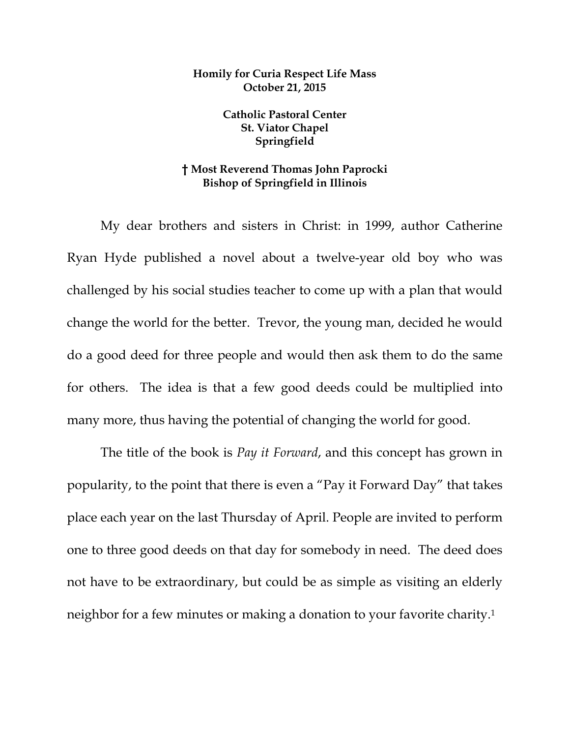**Homily for Curia Respect Life Mass**
**October 21, 2015**

**Catholic Pastoral Center**
**St. Viator Chapel**
**Springfield**

**† Most Reverend Thomas John Paprocki**
**Bishop of Springfield in Illinois**

My dear brothers and sisters in Christ: in 1999, author Catherine Ryan Hyde published a novel about a twelve-year old boy who was challenged by his social studies teacher to come up with a plan that would change the world for the better. Trevor, the young man, decided he would do a good deed for three people and would then ask them to do the same for others. The idea is that a few good deeds could be multiplied into many more, thus having the potential of changing the world for good.

The title of the book is *Pay it Forward*, and this concept has grown in popularity, to the point that there is even a "Pay it Forward Day" that takes place each year on the last Thursday of April. People are invited to perform one to three good deeds on that day for somebody in need. The deed does not have to be extraordinary, but could be as simple as visiting an elderly neighbor for a few minutes or making a donation to your favorite charity.[1]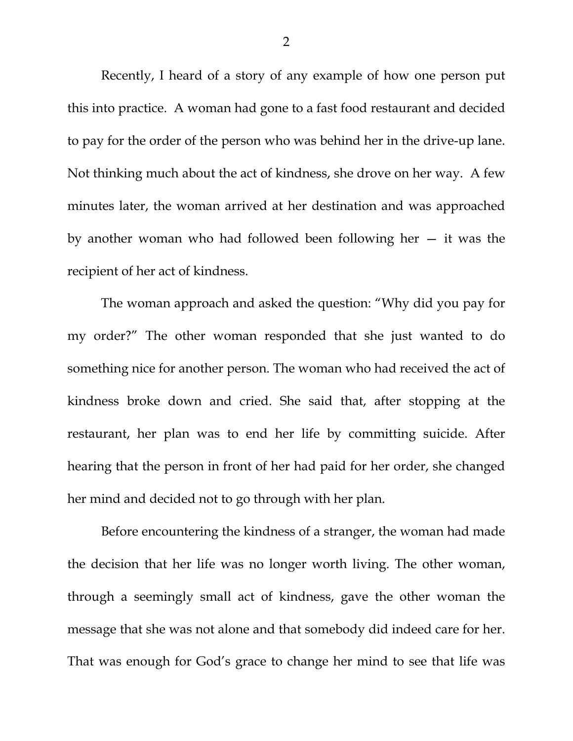Recently, I heard of a story of any example of how one person put this into practice. A woman had gone to a fast food restaurant and decided to pay for the order of the person who was behind her in the drive-up lane. Not thinking much about the act of kindness, she drove on her way. A few minutes later, the woman arrived at her destination and was approached by another woman who had followed been following her — it was the recipient of her act of kindness.

The woman approach and asked the question: "Why did you pay for my order?" The other woman responded that she just wanted to do something nice for another person. The woman who had received the act of kindness broke down and cried. She said that, after stopping at the restaurant, her plan was to end her life by committing suicide. After hearing that the person in front of her had paid for her order, she changed her mind and decided not to go through with her plan.

Before encountering the kindness of a stranger, the woman had made the decision that her life was no longer worth living. The other woman, through a seemingly small act of kindness, gave the other woman the message that she was not alone and that somebody did indeed care for her. That was enough for God's grace to change her mind to see that life was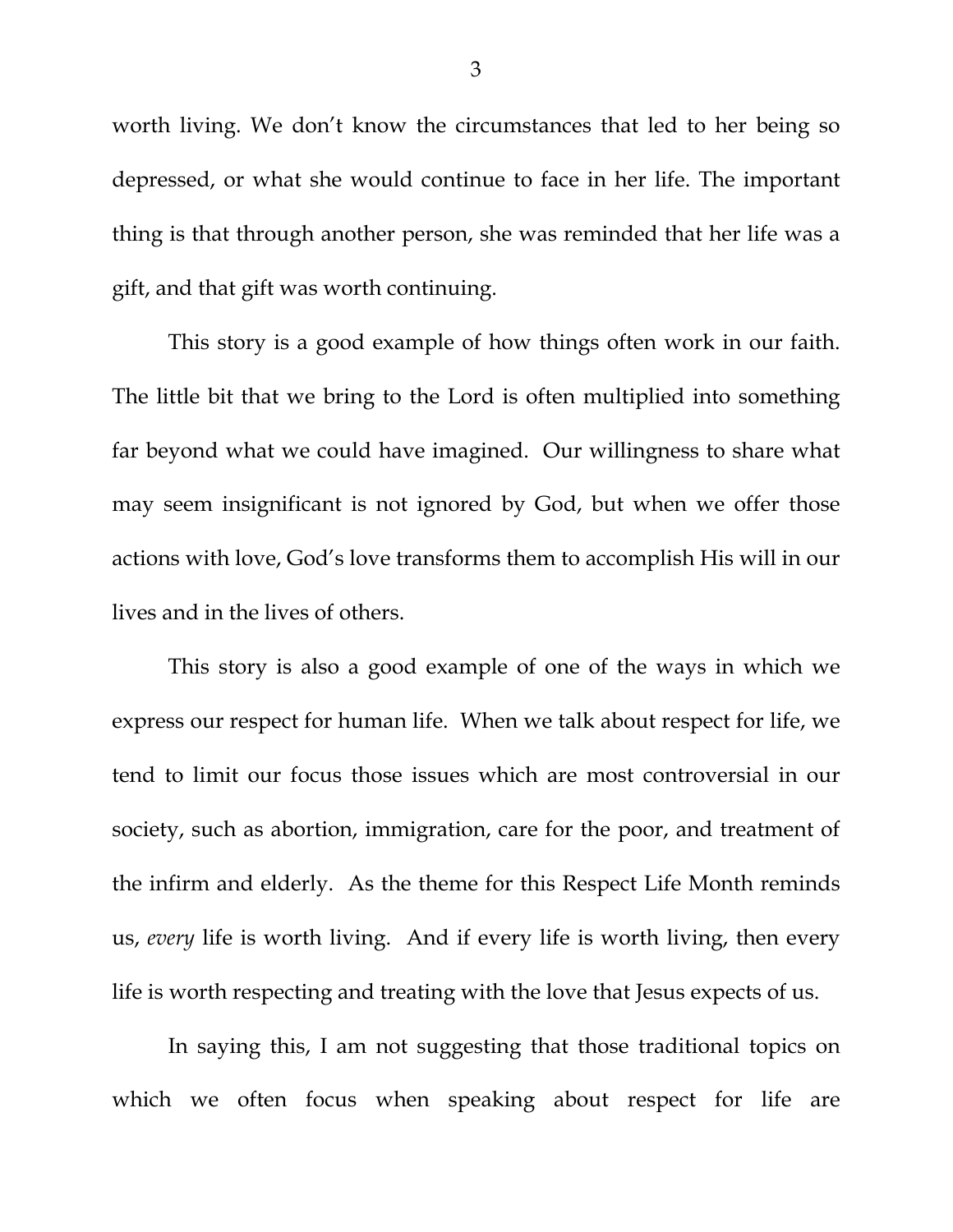worth living. We don't know the circumstances that led to her being so depressed, or what she would continue to face in her life. The important thing is that through another person, she was reminded that her life was a gift, and that gift was worth continuing.

This story is a good example of how things often work in our faith. The little bit that we bring to the Lord is often multiplied into something far beyond what we could have imagined. Our willingness to share what may seem insignificant is not ignored by God, but when we offer those actions with love, God's love transforms them to accomplish His will in our lives and in the lives of others.

This story is also a good example of one of the ways in which we express our respect for human life. When we talk about respect for life, we tend to limit our focus those issues which are most controversial in our society, such as abortion, immigration, care for the poor, and treatment of the infirm and elderly. As the theme for this Respect Life Month reminds us, *every* life is worth living. And if every life is worth living, then every life is worth respecting and treating with the love that Jesus expects of us.

In saying this, I am not suggesting that those traditional topics on which we often focus when speaking about respect for life are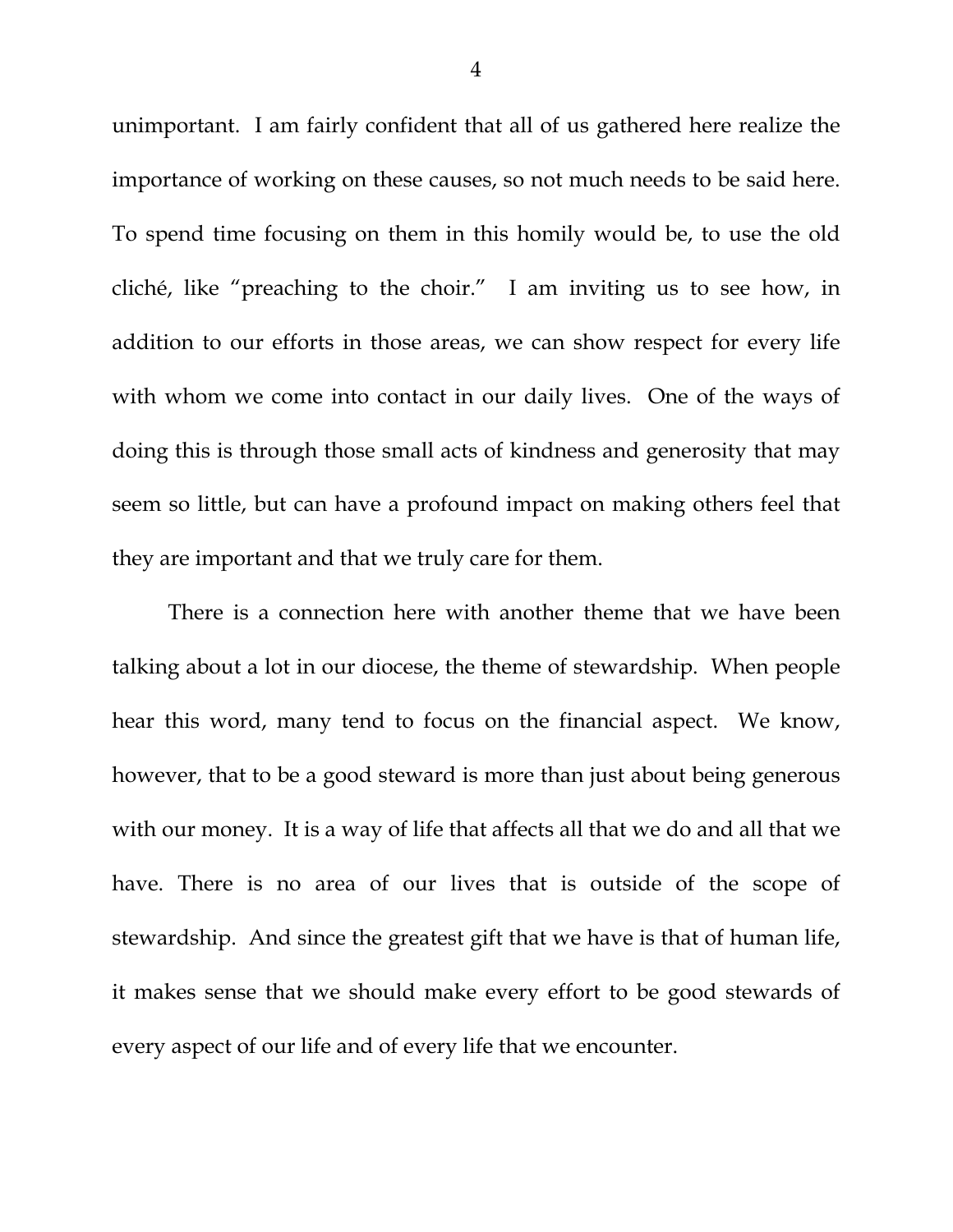unimportant. I am fairly confident that all of us gathered here realize the importance of working on these causes, so not much needs to be said here. To spend time focusing on them in this homily would be, to use the old cliché, like "preaching to the choir." I am inviting us to see how, in addition to our efforts in those areas, we can show respect for every life with whom we come into contact in our daily lives. One of the ways of doing this is through those small acts of kindness and generosity that may seem so little, but can have a profound impact on making others feel that they are important and that we truly care for them.

There is a connection here with another theme that we have been talking about a lot in our diocese, the theme of stewardship. When people hear this word, many tend to focus on the financial aspect. We know, however, that to be a good steward is more than just about being generous with our money. It is a way of life that affects all that we do and all that we have. There is no area of our lives that is outside of the scope of stewardship. And since the greatest gift that we have is that of human life, it makes sense that we should make every effort to be good stewards of every aspect of our life and of every life that we encounter.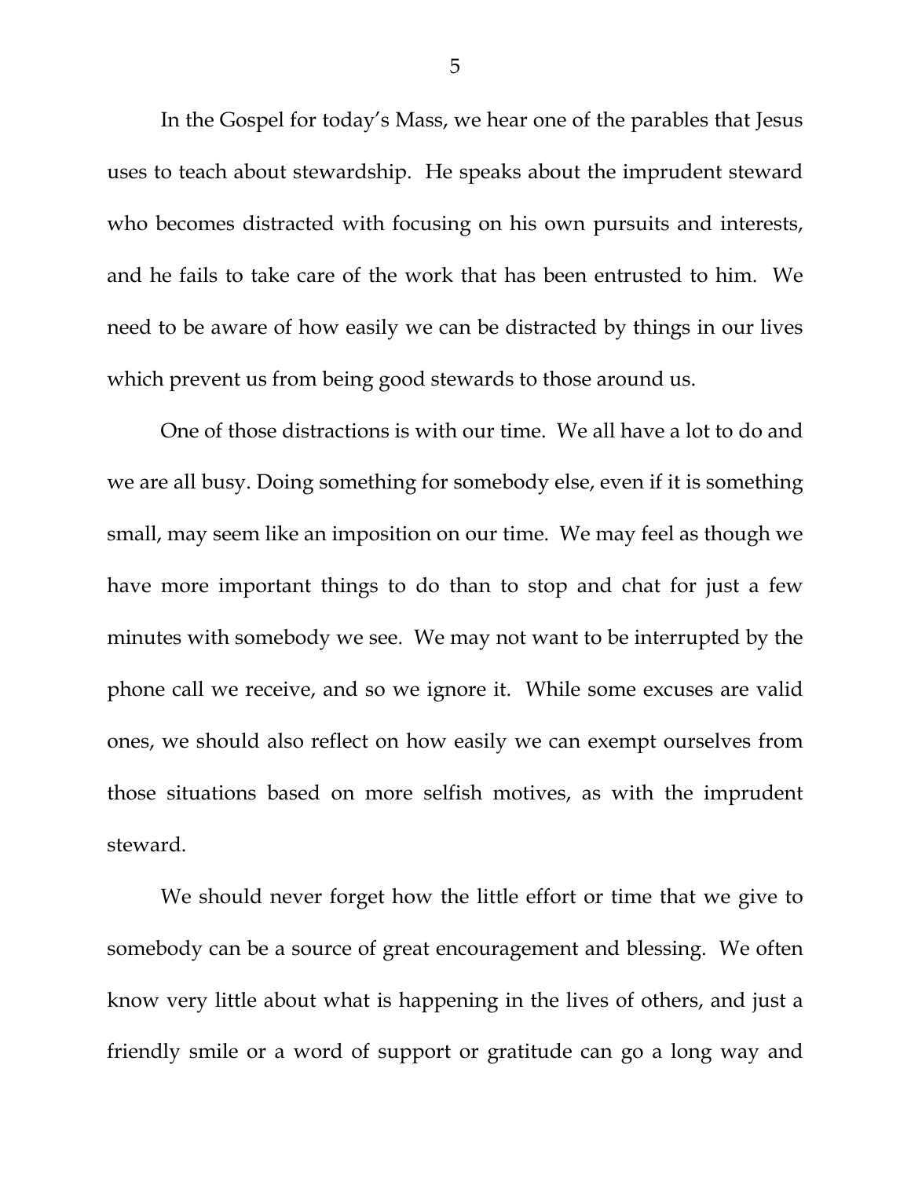In the Gospel for today's Mass, we hear one of the parables that Jesus uses to teach about stewardship. He speaks about the imprudent steward who becomes distracted with focusing on his own pursuits and interests, and he fails to take care of the work that has been entrusted to him. We need to be aware of how easily we can be distracted by things in our lives which prevent us from being good stewards to those around us.

One of those distractions is with our time. We all have a lot to do and we are all busy. Doing something for somebody else, even if it is something small, may seem like an imposition on our time. We may feel as though we have more important things to do than to stop and chat for just a few minutes with somebody we see. We may not want to be interrupted by the phone call we receive, and so we ignore it. While some excuses are valid ones, we should also reflect on how easily we can exempt ourselves from those situations based on more selfish motives, as with the imprudent steward.

We should never forget how the little effort or time that we give to somebody can be a source of great encouragement and blessing. We often know very little about what is happening in the lives of others, and just a friendly smile or a word of support or gratitude can go a long way and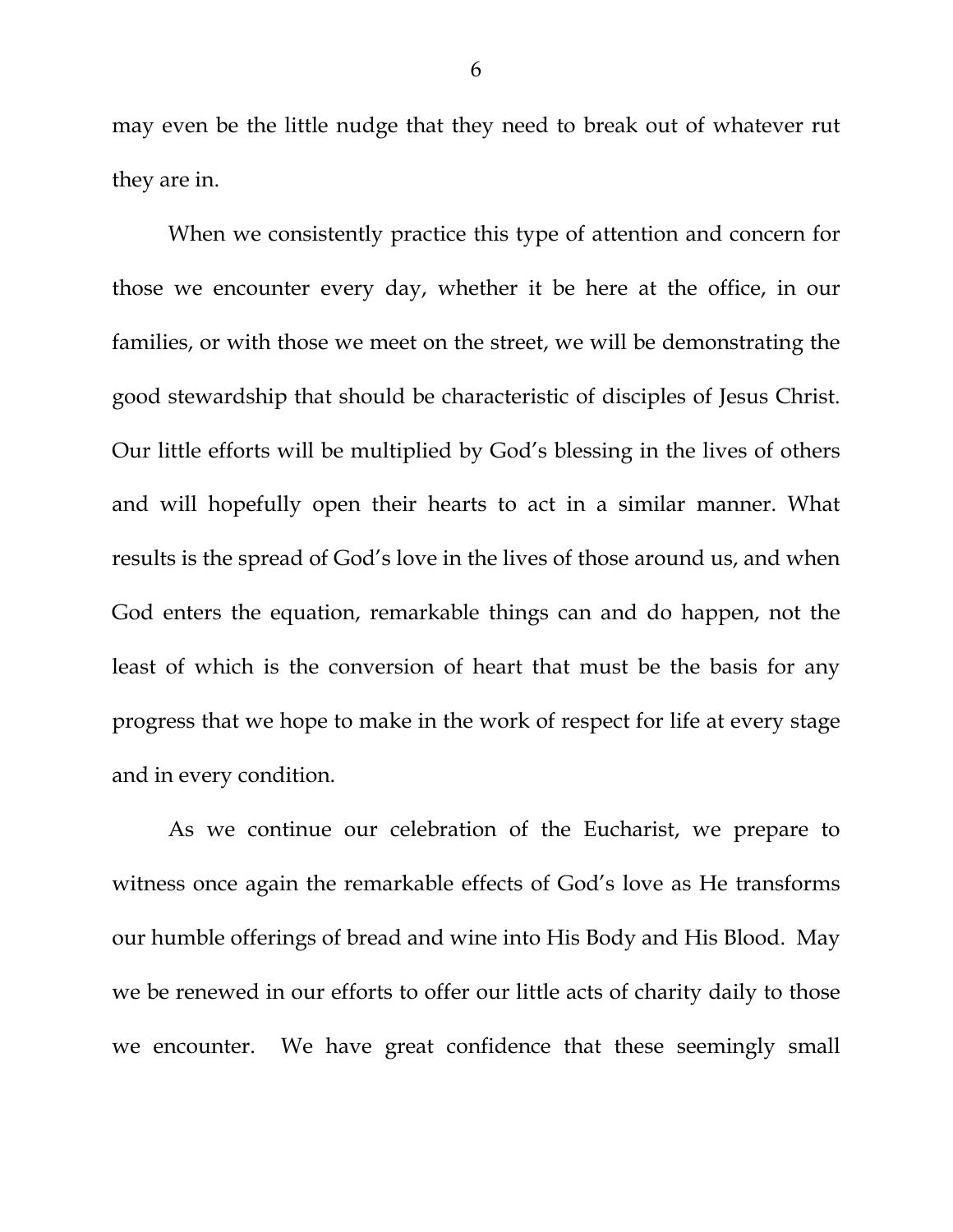may even be the little nudge that they need to break out of whatever rut they are in.

When we consistently practice this type of attention and concern for those we encounter every day, whether it be here at the office, in our families, or with those we meet on the street, we will be demonstrating the good stewardship that should be characteristic of disciples of Jesus Christ. Our little efforts will be multiplied by God's blessing in the lives of others and will hopefully open their hearts to act in a similar manner. What results is the spread of God's love in the lives of those around us, and when God enters the equation, remarkable things can and do happen, not the least of which is the conversion of heart that must be the basis for any progress that we hope to make in the work of respect for life at every stage and in every condition.

As we continue our celebration of the Eucharist, we prepare to witness once again the remarkable effects of God's love as He transforms our humble offerings of bread and wine into His Body and His Blood. May we be renewed in our efforts to offer our little acts of charity daily to those we encounter. We have great confidence that these seemingly small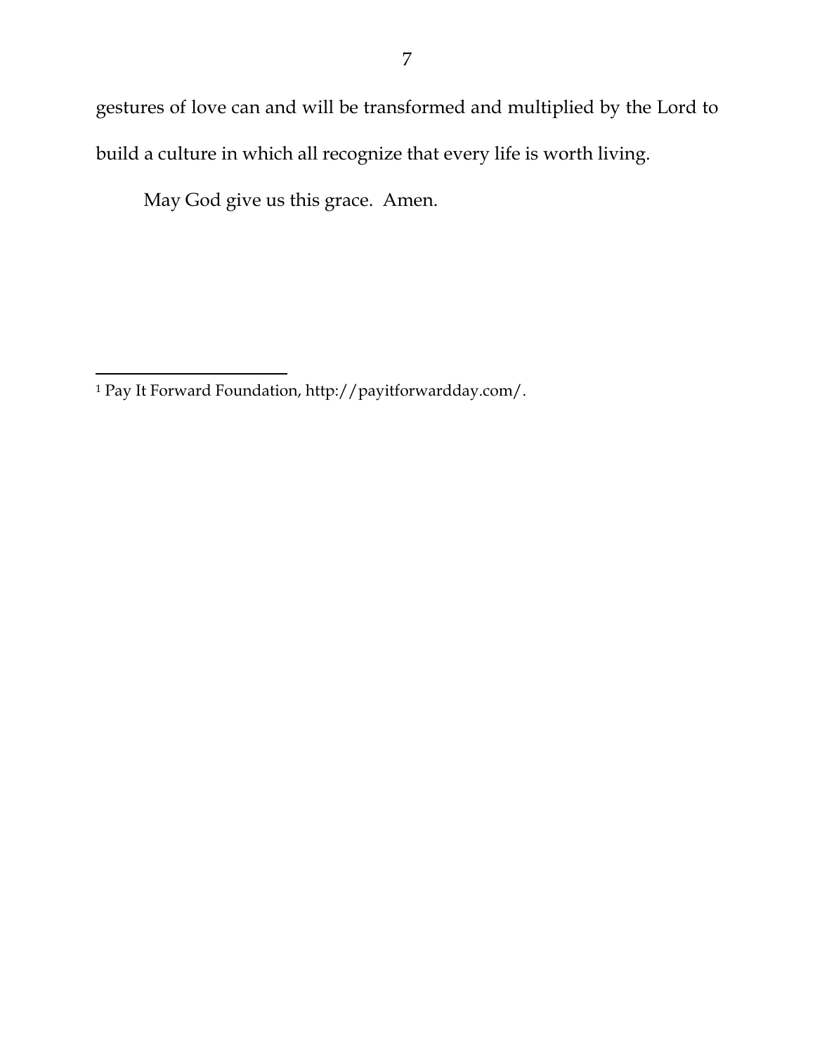gestures of love can and will be transformed and multiplied by the Lord to build a culture in which all recognize that every life is worth living.

May God give us this grace. Amen.

---

[1] Pay It Forward Foundation, http://payitforwardday.com/.